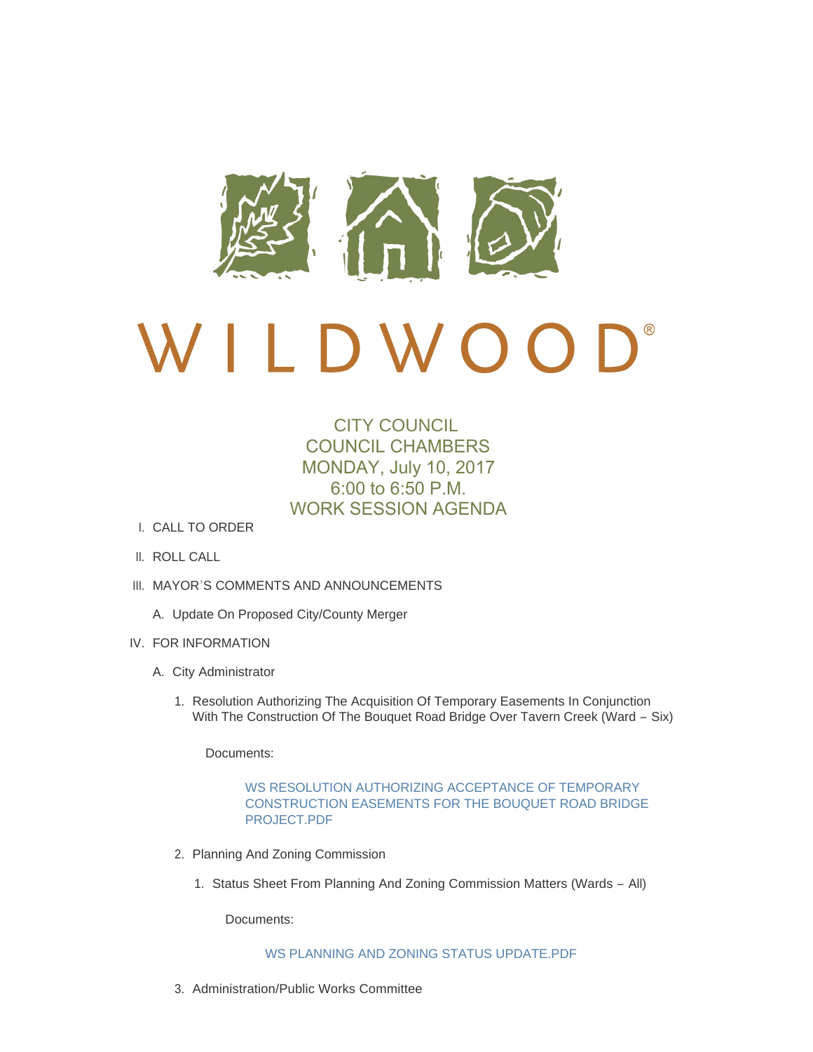# WILDWOOD®

## CITY COUNCIL
## COUNCIL CHAMBERS
## MONDAY, July 10, 2017
## 6:00 to 6:50 P.M.
## WORK SESSION AGENDA

I. CALL TO ORDER

II. ROLL CALL

III. MAYOR'S COMMENTS AND ANNOUNCEMENTS

   A. Update On Proposed City/County Merger

IV. FOR INFORMATION

   A. City Administrator

      1. Resolution Authorizing The Acquisition Of Temporary Easements In Conjunction With The Construction Of The Bouquet Road Bridge Over Tavern Creek (Ward – Six)

         Documents:

            WS RESOLUTION AUTHORIZING ACCEPTANCE OF TEMPORARY CONSTRUCTION EASEMENTS FOR THE BOUQUET ROAD BRIDGE PROJECT.PDF

      2. Planning And Zoning Commission

         1. Status Sheet From Planning And Zoning Commission Matters (Wards – All)

            Documents:

               WS PLANNING AND ZONING STATUS UPDATE.PDF

      3. Administration/Public Works Committee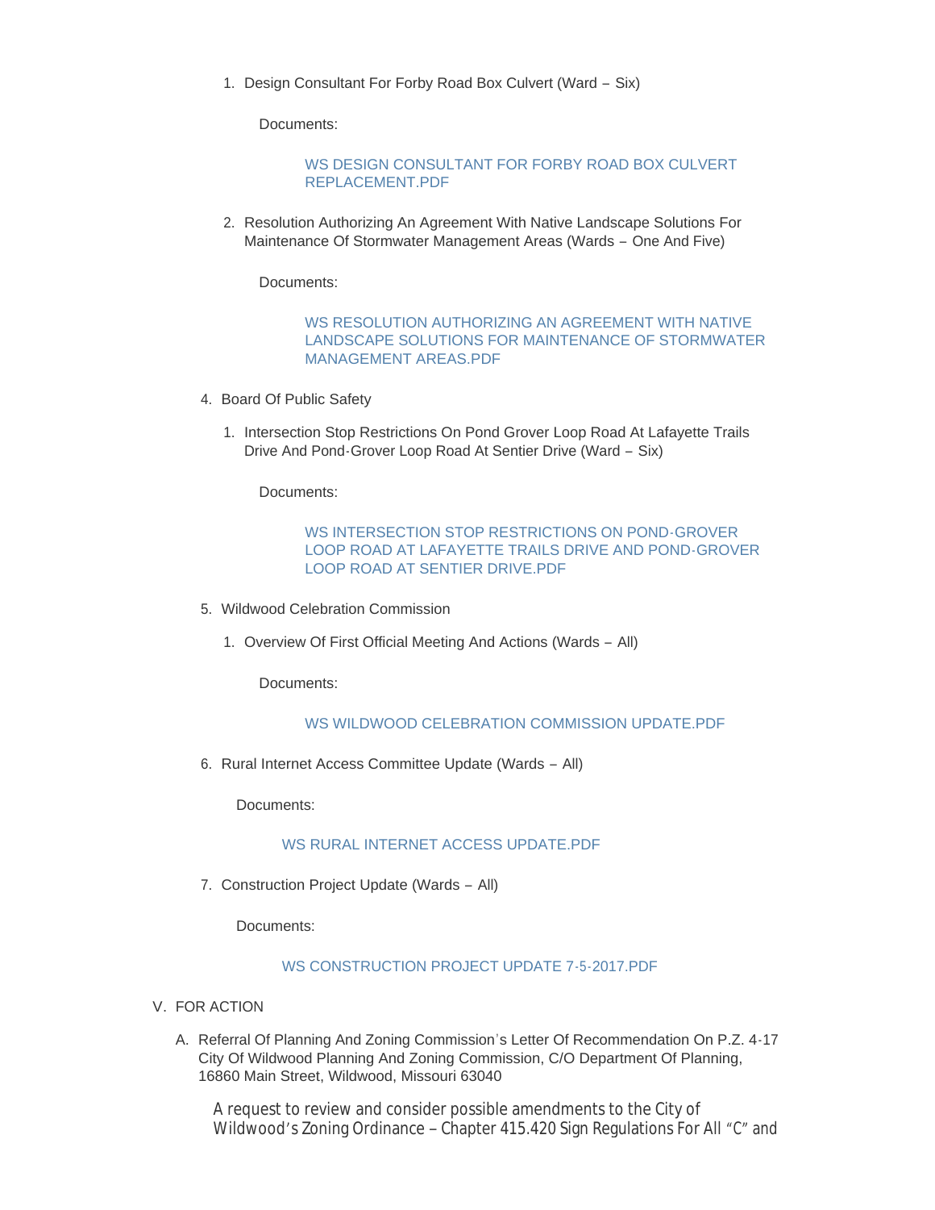1. Design Consultant For Forby Road Box Culvert (Ward – Six)

   Documents:

   WS DESIGN CONSULTANT FOR FORBY ROAD BOX CULVERT REPLACEMENT.PDF

2. Resolution Authorizing An Agreement With Native Landscape Solutions For Maintenance Of Stormwater Management Areas (Wards – One And Five)

   Documents:

   WS RESOLUTION AUTHORIZING AN AGREEMENT WITH NATIVE LANDSCAPE SOLUTIONS FOR MAINTENANCE OF STORMWATER MANAGEMENT AREAS.PDF

4. Board Of Public Safety

   1. Intersection Stop Restrictions On Pond Grover Loop Road At Lafayette Trails Drive And Pond-Grover Loop Road At Sentier Drive (Ward – Six)

      Documents:

      WS INTERSECTION STOP RESTRICTIONS ON POND-GROVER LOOP ROAD AT LAFAYETTE TRAILS DRIVE AND POND-GROVER LOOP ROAD AT SENTIER DRIVE.PDF

5. Wildwood Celebration Commission

   1. Overview Of First Official Meeting And Actions (Wards – All)

      Documents:

      WS WILDWOOD CELEBRATION COMMISSION UPDATE.PDF

6. Rural Internet Access Committee Update (Wards – All)

   Documents:

   WS RURAL INTERNET ACCESS UPDATE.PDF

7. Construction Project Update (Wards – All)

   Documents:

   WS CONSTRUCTION PROJECT UPDATE 7-5-2017.PDF

V. FOR ACTION

A. Referral Of Planning And Zoning Commission's Letter Of Recommendation On P.Z. 4-17 City Of Wildwood Planning And Zoning Commission, C/O Department Of Planning, 16860 Main Street, Wildwood, Missouri 63040

   A request to review and consider possible amendments to the City of Wildwood's Zoning Ordinance – Chapter 415.420 Sign Regulations For All "C" and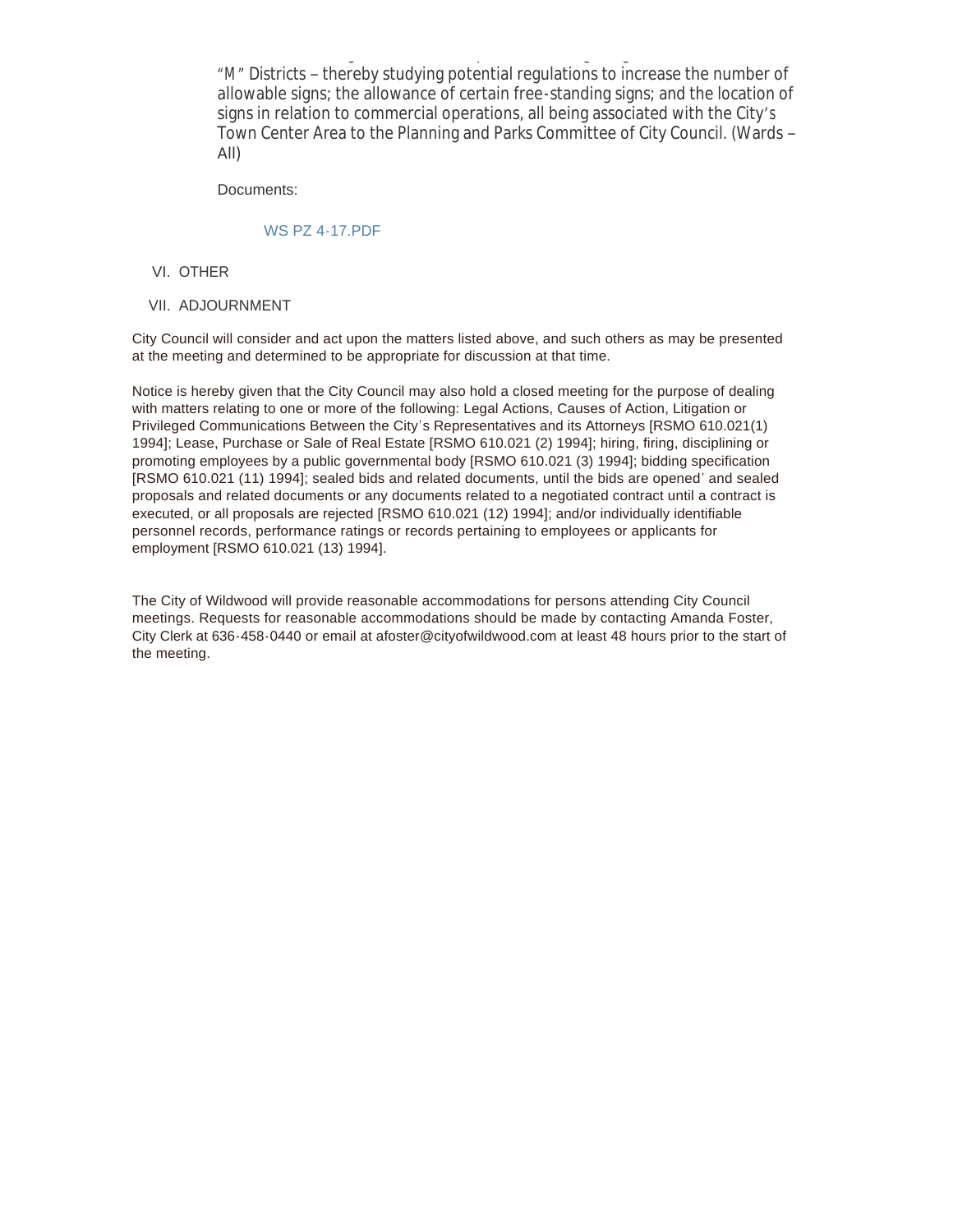"M" Districts – thereby studying potential regulations to increase the number of allowable signs; the allowance of certain free-standing signs; and the location of signs in relation to commercial operations, all being associated with the City's Town Center Area to the Planning and Parks Committee of City Council. (Wards – All)

Documents:

WS PZ 4-17.PDF

VI. OTHER

VII. ADJOURNMENT

City Council will consider and act upon the matters listed above, and such others as may be presented at the meeting and determined to be appropriate for discussion at that time.

Notice is hereby given that the City Council may also hold a closed meeting for the purpose of dealing with matters relating to one or more of the following: Legal Actions, Causes of Action, Litigation or Privileged Communications Between the City's Representatives and its Attorneys [RSMO 610.021(1) 1994]; Lease, Purchase or Sale of Real Estate [RSMO 610.021 (2) 1994]; hiring, firing, disciplining or promoting employees by a public governmental body [RSMO 610.021 (3) 1994]; bidding specification [RSMO 610.021 (11) 1994]; sealed bids and related documents, until the bids are opened' and sealed proposals and related documents or any documents related to a negotiated contract until a contract is executed, or all proposals are rejected [RSMO 610.021 (12) 1994]; and/or individually identifiable personnel records, performance ratings or records pertaining to employees or applicants for employment [RSMO 610.021 (13) 1994].

The City of Wildwood will provide reasonable accommodations for persons attending City Council meetings. Requests for reasonable accommodations should be made by contacting Amanda Foster, City Clerk at 636-458-0440 or email at afoster@cityofwildwood.com at least 48 hours prior to the start of the meeting.